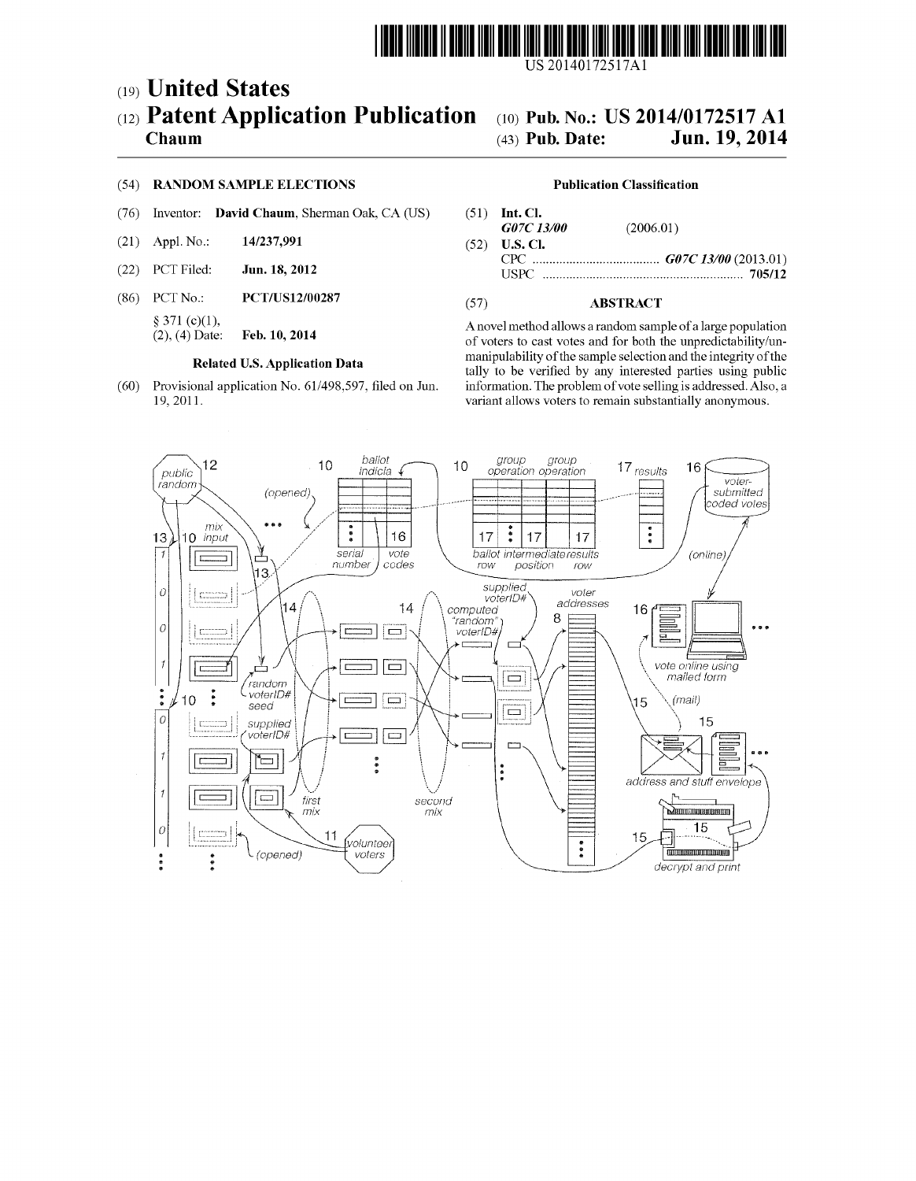US 20140172517A1

(19) **United States**

(12) **Patent Application Publication**

**Chaum**

(10) **Pub. No.: US 2014/0172517 A1**

(43) **Pub. Date: Jun. 19, 2014**

(54) **RANDOM SAMPLE ELECTIONS**

(76) Inventor: **David Chaum**, Sherman Oak, CA (US)

(21) Appl. No.: **14/237,991**

(22) PCT Filed: **Jun. 18, 2012**

(86) PCT No.: **PCT/US12/00287**

§ 371 (c)(1),
(2), (4) Date: **Feb. 10, 2014**

**Related U.S. Application Data**

(60) Provisional application No. 61/498,597, filed on Jun. 19, 2011.

**Publication Classification**

(51) **Int. Cl.**
*G07C 13/00* (2006.01)

(52) **U.S. Cl.**
CPC .................................. *G07C 13/00* (2013.01)
USPC ........................................................ **705/12**

(57) **ABSTRACT**

A novel method allows a random sample of a large population of voters to cast votes and for both the unpredictability/unmanipulability of the sample selection and the integrity of the tally to be verified by any interested parties using public information. The problem of vote selling is addressed. Also, a variant allows voters to remain substantially anonymous.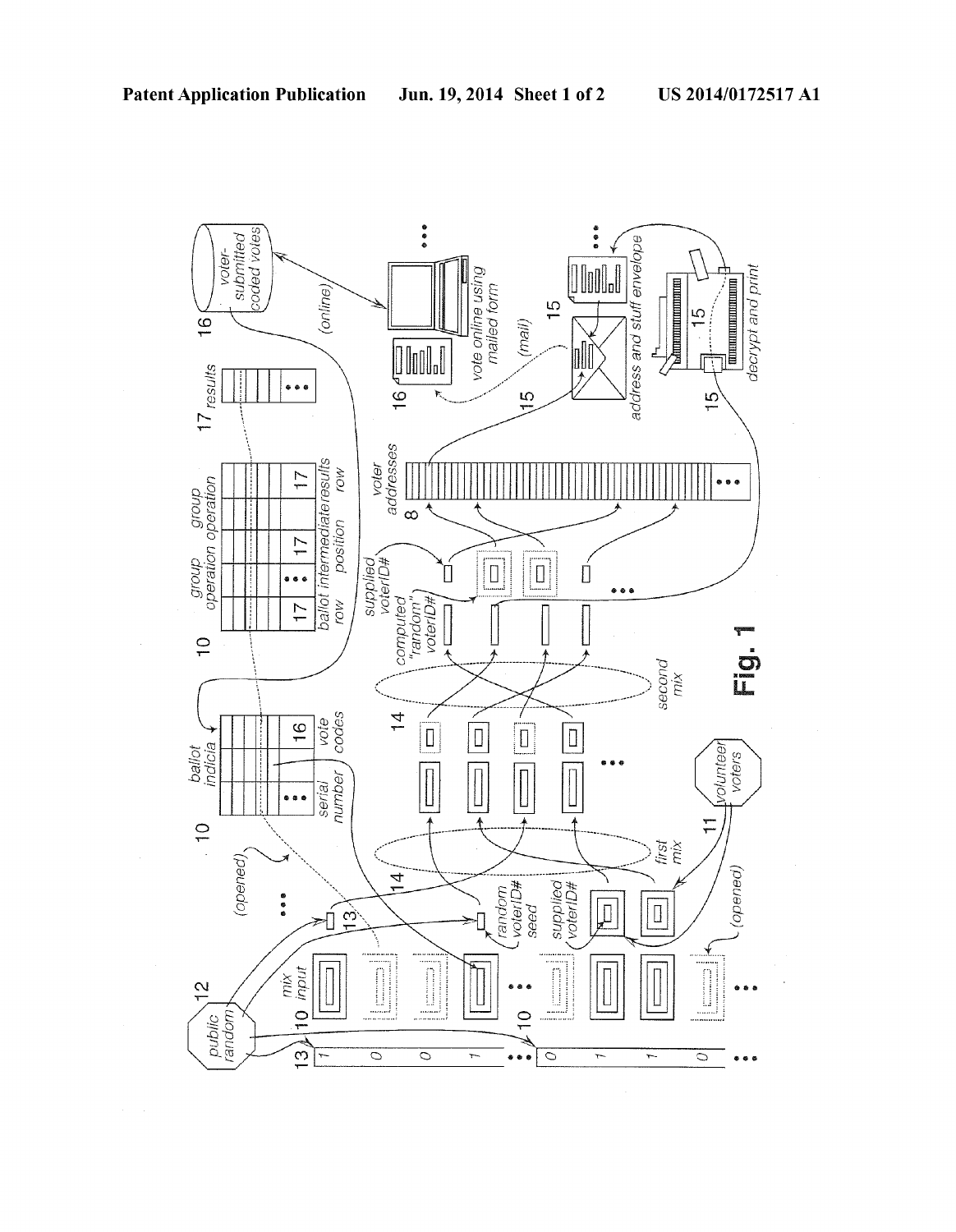Fig. 1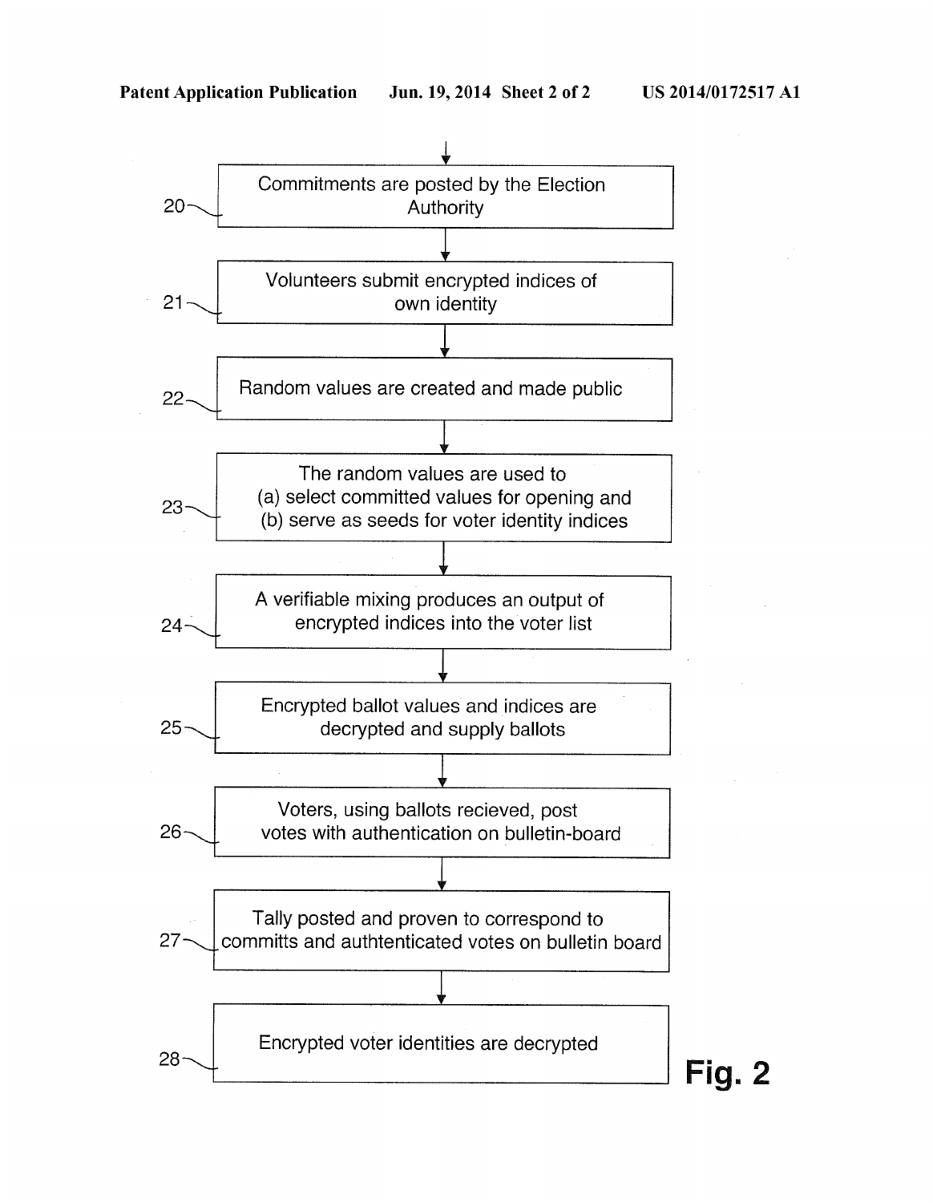20 — Commitments are posted by the Election Authority

21 — Volunteers submit encrypted indices of own identity

22 — Random values are created and made public

23 — The random values are used to (a) select committed values for opening and (b) serve as seeds for voter identity indices

24 — A verifiable mixing produces an output of encrypted indices into the voter list

25 — Encrypted ballot values and indices are decrypted and supply ballots

26 — Voters, using ballots recieved, post votes with authentication on bulletin-board

27 — Tally posted and proven to correspond to committs and authtenticated votes on bulletin board

28 — Encrypted voter identities are decrypted

**Fig. 2**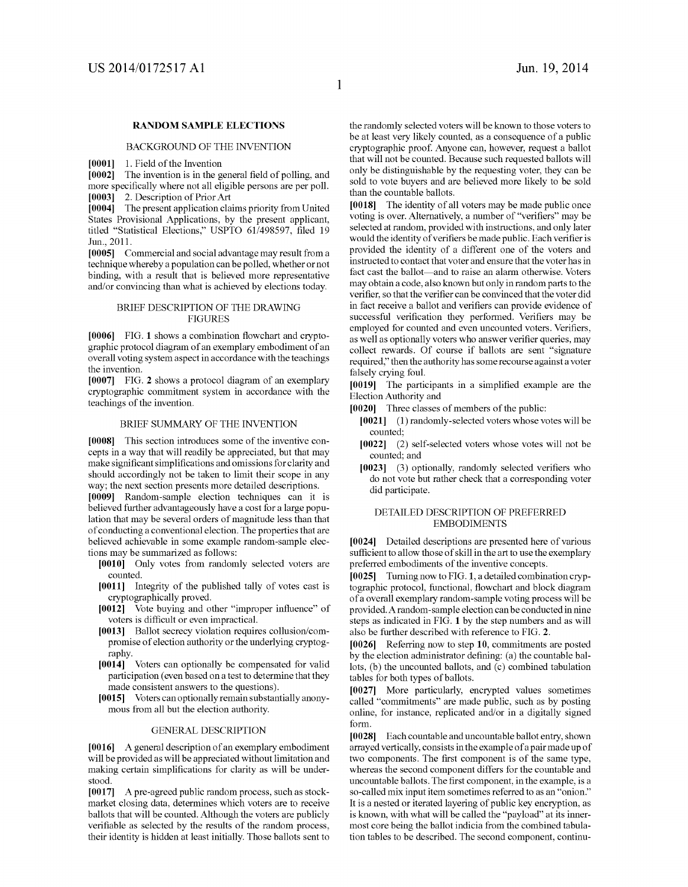## RANDOM SAMPLE ELECTIONS

### BACKGROUND OF THE INVENTION

**[0001]** 1. Field of the Invention

**[0002]** The invention is in the general field of polling, and more specifically where not all eligible persons are per poll.

**[0003]** 2. Description of Prior Art

**[0004]** The present application claims priority from United States Provisional Applications, by the present applicant, titled "Statistical Elections," USPTO 61/498597, filed 19 Jun., 2011.

**[0005]** Commercial and social advantage may result from a technique whereby a population can be polled, whether or not binding, with a result that is believed more representative and/or convincing than what is achieved by elections today.

### BRIEF DESCRIPTION OF THE DRAWING FIGURES

**[0006]** FIG. **1** shows a combination flowchart and cryptographic protocol diagram of an exemplary embodiment of an overall voting system aspect in accordance with the teachings the invention.

**[0007]** FIG. **2** shows a protocol diagram of an exemplary cryptographic commitment system in accordance with the teachings of the invention.

### BRIEF SUMMARY OF THE INVENTION

**[0008]** This section introduces some of the inventive concepts in a way that will readily be appreciated, but that may make significant simplifications and omissions for clarity and should accordingly not be taken to limit their scope in any way; the next section presents more detailed descriptions.

**[0009]** Random-sample election techniques can it is believed further advantageously have a cost for a large population that may be several orders of magnitude less than that of conducting a conventional election. The properties that are believed achievable in some example random-sample elections may be summarized as follows:

- **[0010]** Only votes from randomly selected voters are counted.
- **[0011]** Integrity of the published tally of votes cast is cryptographically proved.
- **[0012]** Vote buying and other "improper influence" of voters is difficult or even impractical.
- **[0013]** Ballot secrecy violation requires collusion/compromise of election authority or the underlying cryptography.
- **[0014]** Voters can optionally be compensated for valid participation (even based on a test to determine that they made consistent answers to the questions).
- **[0015]** Voters can optionally remain substantially anonymous from all but the election authority.

### GENERAL DESCRIPTION

**[0016]** A general description of an exemplary embodiment will be provided as will be appreciated without limitation and making certain simplifications for clarity as will be understood.

**[0017]** A pre-agreed public random process, such as stock-market closing data, determines which voters are to receive ballots that will be counted. Although the voters are publicly verifiable as selected by the results of the random process, their identity is hidden at least initially. Those ballots sent to the randomly selected voters will be known to those voters to be at least very likely counted, as a consequence of a public cryptographic proof. Anyone can, however, request a ballot that will not be counted. Because such requested ballots will only be distinguishable by the requesting voter, they can be sold to vote buyers and are believed more likely to be sold than the countable ballots.

**[0018]** The identity of all voters may be made public once voting is over. Alternatively, a number of "verifiers" may be selected at random, provided with instructions, and only later would the identity of verifiers be made public. Each verifier is provided the identity of a different one of the voters and instructed to contact that voter and ensure that the voter has in fact cast the ballot—and to raise an alarm otherwise. Voters may obtain a code, also known but only in random parts to the verifier, so that the verifier can be convinced that the voter did in fact receive a ballot and verifiers can provide evidence of successful verification they performed. Verifiers may be employed for counted and even uncounted voters. Verifiers, as well as optionally voters who answer verifier queries, may collect rewards. Of course if ballots are sent "signature required," then the authority has some recourse against a voter falsely crying foul.

**[0019]** The participants in a simplified example are the Election Authority and

**[0020]** Three classes of members of the public:

- **[0021]** (1) randomly-selected voters whose votes will be counted;
- **[0022]** (2) self-selected voters whose votes will not be counted; and
- **[0023]** (3) optionally, randomly selected verifiers who do not vote but rather check that a corresponding voter did participate.

### DETAILED DESCRIPTION OF PREFERRED EMBODIMENTS

**[0024]** Detailed descriptions are presented here of various sufficient to allow those of skill in the art to use the exemplary preferred embodiments of the inventive concepts.

**[0025]** Turning now to FIG. **1**, a detailed combination cryptographic protocol, functional, flowchart and block diagram of a overall exemplary random-sample voting process will be provided. A random-sample election can be conducted in nine steps as indicated in FIG. **1** by the step numbers and as will also be further described with reference to FIG. **2**.

**[0026]** Referring now to step **10**, commitments are posted by the election administrator defining: (a) the countable ballots, (b) the uncounted ballots, and (c) combined tabulation tables for both types of ballots.

**[0027]** More particularly, encrypted values sometimes called "commitments" are made public, such as by posting online, for instance, replicated and/or in a digitally signed form.

**[0028]** Each countable and uncountable ballot entry, shown arrayed vertically, consists in the example of a pair made up of two components. The first component is of the same type, whereas the second component differs for the countable and uncountable ballots. The first component, in the example, is a so-called mix input item sometimes referred to as an "onion." It is a nested or iterated layering of public key encryption, as is known, with what will be called the "payload" at its innermost core being the ballot indicia from the combined tabulation tables to be described. The second component, continu-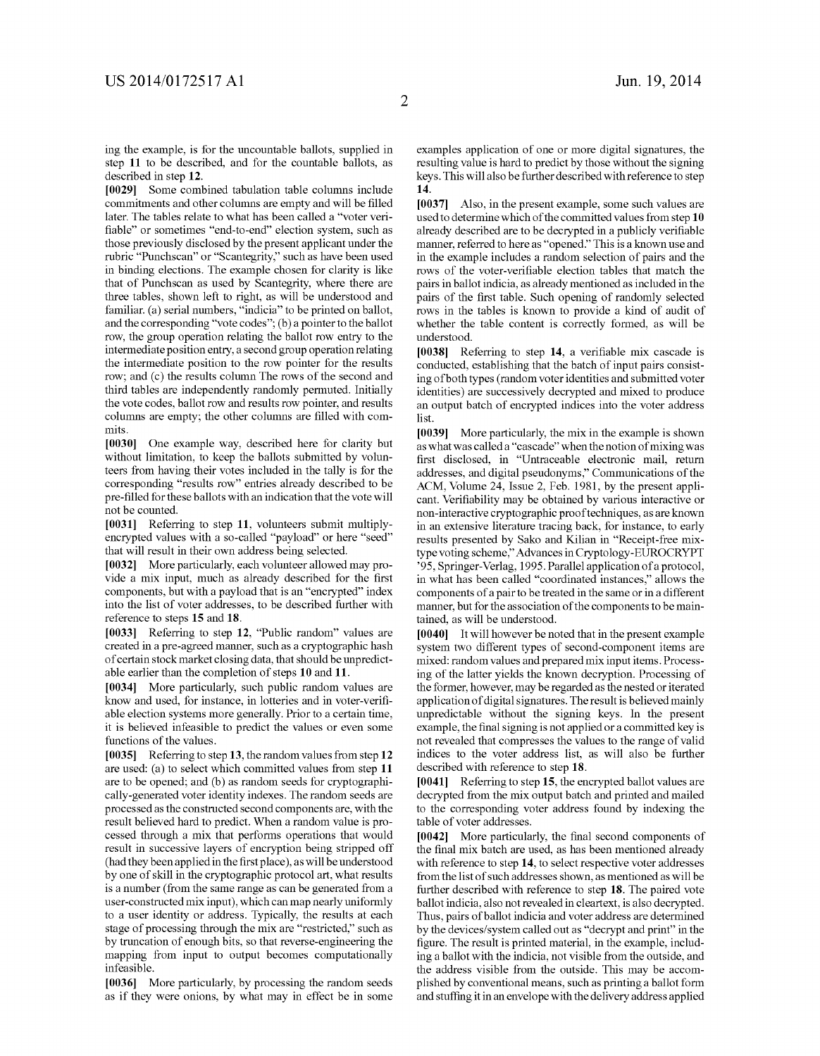ing the example, is for the uncountable ballots, supplied in step **11** to be described, and for the countable ballots, as described in step **12**.

**[0029]** Some combined tabulation table columns include commitments and other columns are empty and will be filled later. The tables relate to what has been called a "voter verifiable" or sometimes "end-to-end" election system, such as those previously disclosed by the present applicant under the rubric "Punchscan" or "Scantegrity," such as have been used in binding elections. The example chosen for clarity is like that of Punchscan as used by Scantegrity, where there are three tables, shown left to right, as will be understood and familiar. (a) serial numbers, "indicia" to be printed on ballot, and the corresponding "vote codes"; (b) a pointer to the ballot row, the group operation relating the ballot row entry to the intermediate position entry, a second group operation relating the intermediate position to the row pointer for the results row; and (c) the results column The rows of the second and third tables are independently randomly permuted. Initially the vote codes, ballot row and results row pointer, and results columns are empty; the other columns are filled with commits.

**[0030]** One example way, described here for clarity but without limitation, to keep the ballots submitted by volunteers from having their votes included in the tally is for the corresponding "results row" entries already described to be pre-filled for these ballots with an indication that the vote will not be counted.

**[0031]** Referring to step **11**, volunteers submit multiply-encrypted values with a so-called "payload" or here "seed" that will result in their own address being selected.

**[0032]** More particularly, each volunteer allowed may provide a mix input, much as already described for the first components, but with a payload that is an "encrypted" index into the list of voter addresses, to be described further with reference to steps **15** and **18**.

**[0033]** Referring to step **12**, "Public random" values are created in a pre-agreed manner, such as a cryptographic hash of certain stock market closing data, that should be unpredictable earlier than the completion of steps **10** and **11**.

**[0034]** More particularly, such public random values are know and used, for instance, in lotteries and in voter-verifiable election systems more generally. Prior to a certain time, it is believed infeasible to predict the values or even some functions of the values.

**[0035]** Referring to step **13**, the random values from step **12** are used: (a) to select which committed values from step **11** are to be opened; and (b) as random seeds for cryptographically-generated voter identity indexes. The random seeds are processed as the constructed second components are, with the result believed hard to predict. When a random value is processed through a mix that performs operations that would result in successive layers of encryption being stripped off (had they been applied in the first place), as will be understood by one of skill in the cryptographic protocol art, what results is a number (from the same range as can be generated from a user-constructed mix input), which can map nearly uniformly to a user identity or address. Typically, the results at each stage of processing through the mix are "restricted," such as by truncation of enough bits, so that reverse-engineering the mapping from input to output becomes computationally infeasible.

**[0036]** More particularly, by processing the random seeds as if they were onions, by what may in effect be in some examples application of one or more digital signatures, the resulting value is hard to predict by those without the signing keys. This will also be further described with reference to step **14**.

**[0037]** Also, in the present example, some such values are used to determine which of the committed values from step **10** already described are to be decrypted in a publicly verifiable manner, referred to here as "opened." This is a known use and in the example includes a random selection of pairs and the rows of the voter-verifiable election tables that match the pairs in ballot indicia, as already mentioned as included in the pairs of the first table. Such opening of randomly selected rows in the tables is known to provide a kind of audit of whether the table content is correctly formed, as will be understood.

**[0038]** Referring to step **14**, a verifiable mix cascade is conducted, establishing that the batch of input pairs consisting of both types (random voter identities and submitted voter identities) are successively decrypted and mixed to produce an output batch of encrypted indices into the voter address list.

**[0039]** More particularly, the mix in the example is shown as what was called a "cascade" when the notion of mixing was first disclosed, in "Untraceable electronic mail, return addresses, and digital pseudonyms," Communications of the ACM, Volume 24, Issue 2, Feb. 1981, by the present applicant. Verifiability may be obtained by various interactive or non-interactive cryptographic proof techniques, as are known in an extensive literature tracing back, for instance, to early results presented by Sako and Kilian in "Receipt-free mix-type voting scheme," Advances in Cryptology-EUROCRYPT '95, Springer-Verlag, 1995. Parallel application of a protocol, in what has been called "coordinated instances," allows the components of a pair to be treated in the same or in a different manner, but for the association of the components to be maintained, as will be understood.

**[0040]** It will however be noted that in the present example system two different types of second-component items are mixed: random values and prepared mix input items. Processing of the latter yields the known decryption. Processing of the former, however, may be regarded as the nested or iterated application of digital signatures. The result is believed mainly unpredictable without the signing keys. In the present example, the final signing is not applied or a committed key is not revealed that compresses the values to the range of valid indices to the voter address list, as will also be further described with reference to step **18**.

**[0041]** Referring to step **15**, the encrypted ballot values are decrypted from the mix output batch and printed and mailed to the corresponding voter address found by indexing the table of voter addresses.

**[0042]** More particularly, the final second components of the final mix batch are used, as has been mentioned already with reference to step **14**, to select respective voter addresses from the list of such addresses shown, as mentioned as will be further described with reference to step **18**. The paired vote ballot indicia, also not revealed in cleartext, is also decrypted. Thus, pairs of ballot indicia and voter address are determined by the devices/system called out as "decrypt and print" in the figure. The result is printed material, in the example, including a ballot with the indicia, not visible from the outside, and the address visible from the outside. This may be accomplished by conventional means, such as printing a ballot form and stuffing it in an envelope with the delivery address applied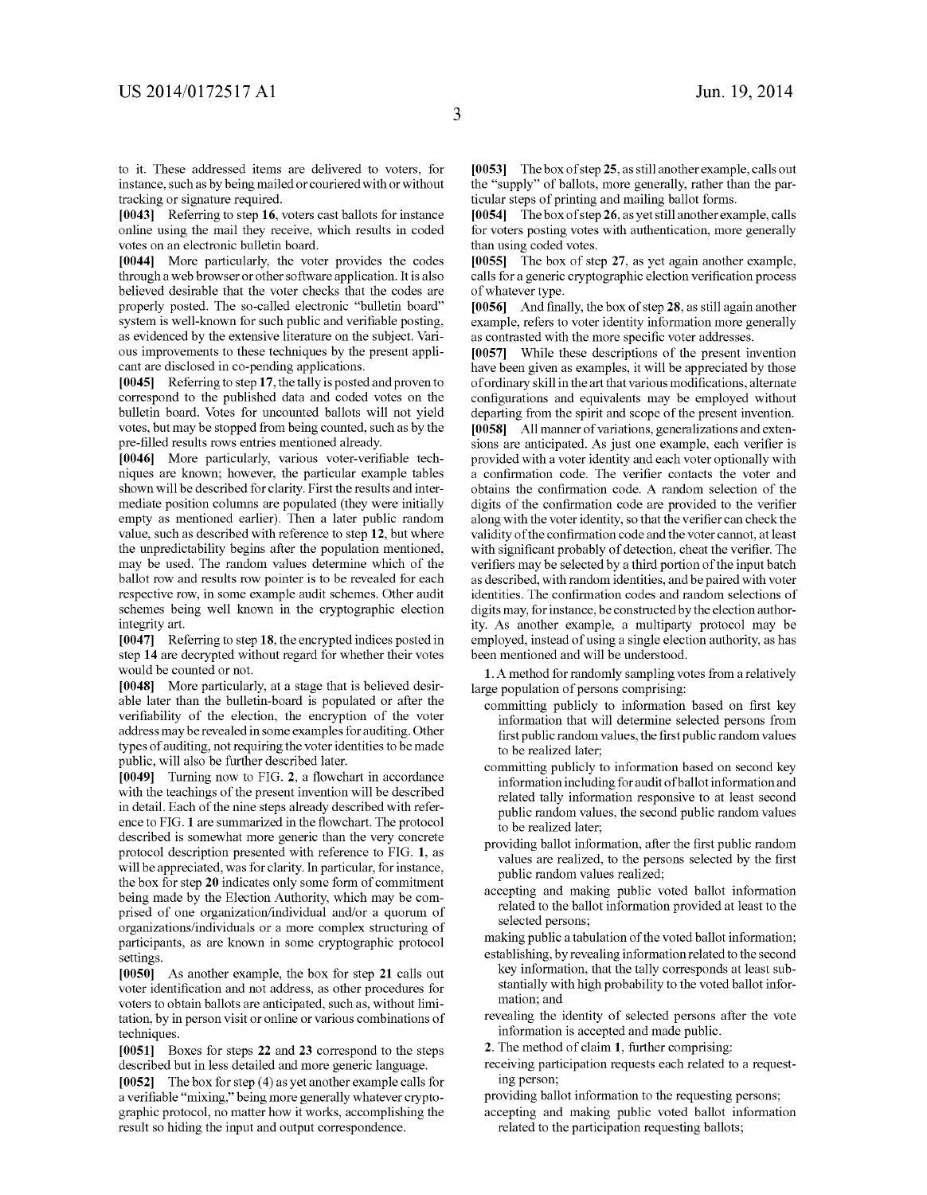to it. These addressed items are delivered to voters, for instance, such as by being mailed or couriered with or without tracking or signature required.

**[0043]** Referring to step **16**, voters cast ballots for instance online using the mail they receive, which results in coded votes on an electronic bulletin board.

**[0044]** More particularly, the voter provides the codes through a web browser or other software application. It is also believed desirable that the voter checks that the codes are properly posted. The so-called electronic "bulletin board" system is well-known for such public and verifiable posting, as evidenced by the extensive literature on the subject. Various improvements to these techniques by the present applicant are disclosed in co-pending applications.

**[0045]** Referring to step **17**, the tally is posted and proven to correspond to the published data and coded votes on the bulletin board. Votes for uncounted ballots will not yield votes, but may be stopped from being counted, such as by the pre-filled results rows entries mentioned already.

**[0046]** More particularly, various voter-verifiable techniques are known; however, the particular example tables shown will be described for clarity. First the results and intermediate position columns are populated (they were initially empty as mentioned earlier). Then a later public random value, such as described with reference to step **12**, but where the unpredictability begins after the population mentioned, may be used. The random values determine which of the ballot row and results row pointer is to be revealed for each respective row, in some example audit schemes. Other audit schemes being well known in the cryptographic election integrity art.

**[0047]** Referring to step **18**, the encrypted indices posted in step **14** are decrypted without regard for whether their votes would be counted or not.

**[0048]** More particularly, at a stage that is believed desirable later than the bulletin-board is populated or after the verifiability of the election, the encryption of the voter address may be revealed in some examples for auditing. Other types of auditing, not requiring the voter identities to be made public, will also be further described later.

**[0049]** Turning now to FIG. **2**, a flowchart in accordance with the teachings of the present invention will be described in detail. Each of the nine steps already described with reference to FIG. **1** are summarized in the flowchart. The protocol described is somewhat more generic than the very concrete protocol description presented with reference to FIG. **1**, as will be appreciated, was for clarity. In particular, for instance, the box for step **20** indicates only some form of commitment being made by the Election Authority, which may be comprised of one organization/individual and/or a quorum of organizations/individuals or a more complex structuring of participants, as are known in some cryptographic protocol settings.

**[0050]** As another example, the box for step **21** calls out voter identification and not address, as other procedures for voters to obtain ballots are anticipated, such as, without limitation, by in person visit or online or various combinations of techniques.

**[0051]** Boxes for steps **22** and **23** correspond to the steps described but in less detailed and more generic language.

**[0052]** The box for step (4) as yet another example calls for a verifiable "mixing," being more generally whatever cryptographic protocol, no matter how it works, accomplishing the result so hiding the input and output correspondence.

**[0053]** The box of step **25**, as still another example, calls out the "supply" of ballots, more generally, rather than the particular steps of printing and mailing ballot forms.

**[0054]** The box of step **26**, as yet still another example, calls for voters posting votes with authentication, more generally than using coded votes.

**[0055]** The box of step **27**, as yet again another example, calls for a generic cryptographic election verification process of whatever type.

**[0056]** And finally, the box of step **28**, as still again another example, refers to voter identity information more generally as contrasted with the more specific voter addresses.

**[0057]** While these descriptions of the present invention have been given as examples, it will be appreciated by those of ordinary skill in the art that various modifications, alternate configurations and equivalents may be employed without departing from the spirit and scope of the present invention.

**[0058]** All manner of variations, generalizations and extensions are anticipated. As just one example, each verifier is provided with a voter identity and each voter optionally with a confirmation code. The verifier contacts the voter and obtains the confirmation code. A random selection of the digits of the confirmation code are provided to the verifier along with the voter identity, so that the verifier can check the validity of the confirmation code and the voter cannot, at least with significant probably of detection, cheat the verifier. The verifiers may be selected by a third portion of the input batch as described, with random identities, and be paired with voter identities. The confirmation codes and random selections of digits may, for instance, be constructed by the election authority. As another example, a multiparty protocol may be employed, instead of using a single election authority, as has been mentioned and will be understood.

1. A method for randomly sampling votes from a relatively large population of persons comprising:
   - committing publicly to information based on first key information that will determine selected persons from first public random values, the first public random values to be realized later;
   - committing publicly to information based on second key information including for audit of ballot information and related tally information responsive to at least second public random values, the second public random values to be realized later;
   - providing ballot information, after the first public random values are realized, to the persons selected by the first public random values realized;
   - accepting and making public voted ballot information related to the ballot information provided at least to the selected persons;
   - making public a tabulation of the voted ballot information;
   - establishing, by revealing information related to the second key information, that the tally corresponds at least substantially with high probability to the voted ballot information; and
   - revealing the identity of selected persons after the vote information is accepted and made public.

2. The method of claim **1**, further comprising:
   - receiving participation requests each related to a requesting person;
   - providing ballot information to the requesting persons;
   - accepting and making public voted ballot information related to the participation requesting ballots;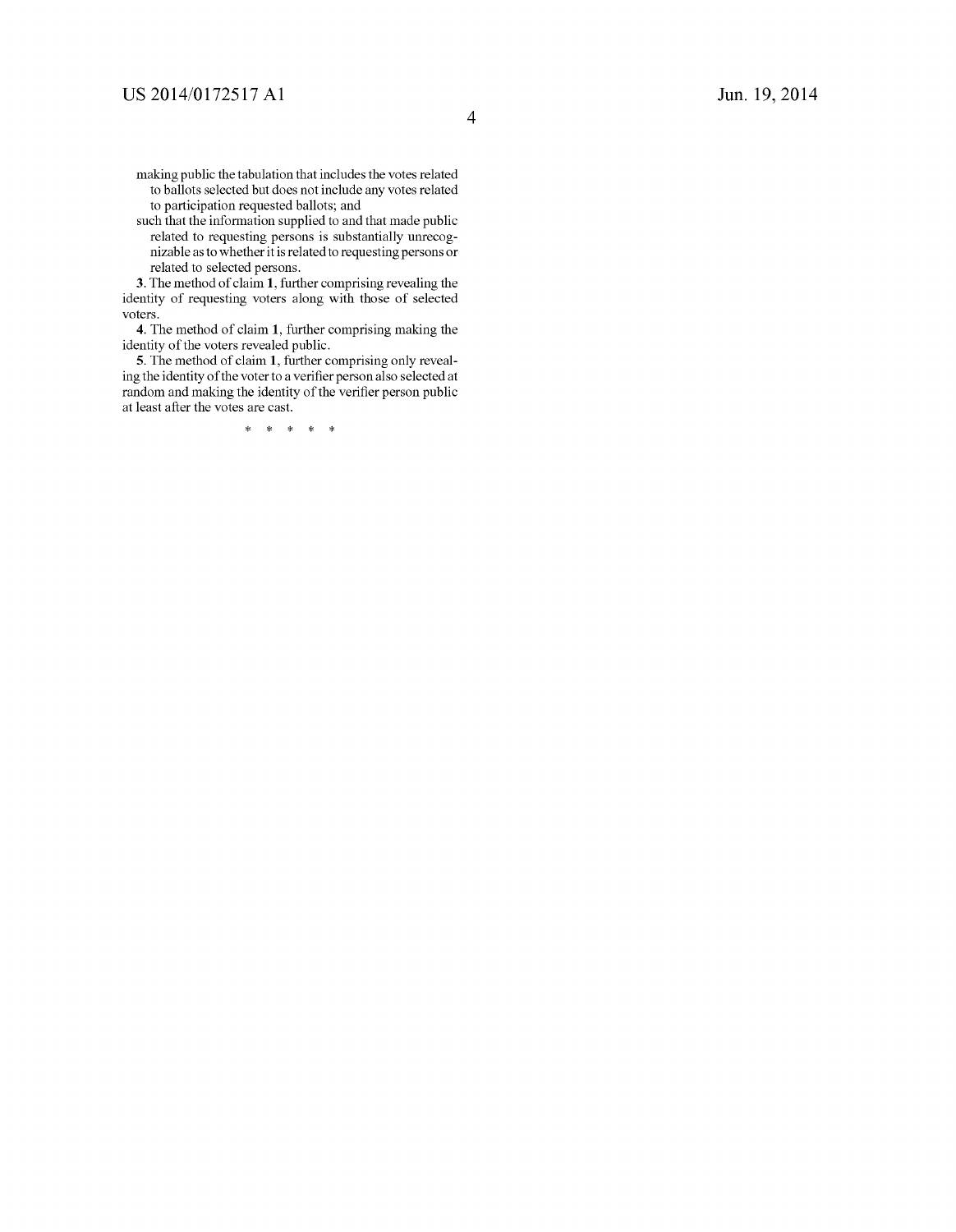making public the tabulation that includes the votes related to ballots selected but does not include any votes related to participation requested ballots; and

such that the information supplied to and that made public related to requesting persons is substantially unrecognizable as to whether it is related to requesting persons or related to selected persons.

**3**. The method of claim **1**, further comprising revealing the identity of requesting voters along with those of selected voters.

**4**. The method of claim **1**, further comprising making the identity of the voters revealed public.

**5**. The method of claim **1**, further comprising only revealing the identity of the voter to a verifier person also selected at random and making the identity of the verifier person public at least after the votes are cast.

* * * * *